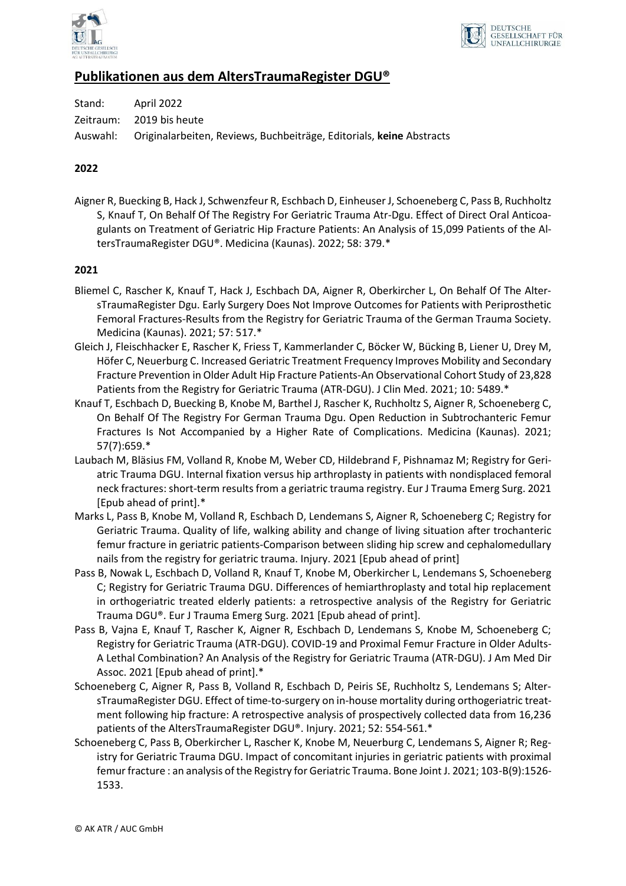# Publikationen aus dem AltersTraumaRegister DGU®

Stand: April 2022

Zeitraum: 2019 bis heute

Auswahl: Originalarbeiten, Reviews, Buchbeiträge, Editorials, **keine** Abstracts

**2022**

Aigner R, Buecking B, Hack J, Schwenzfeur R, Eschbach D, Einheuser J, Schoeneberg C, Pass B, Ruchholtz S, Knauf T, On Behalf Of The Registry For Geriatric Trauma Atr-Dgu. Effect of Direct Oral Anticoagulants on Treatment of Geriatric Hip Fracture Patients: An Analysis of 15,099 Patients of the AltersTraumaRegister DGU®. Medicina (Kaunas). 2022; 58: 379.*

**2021**

Bliemel C, Rascher K, Knauf T, Hack J, Eschbach DA, Aigner R, Oberkircher L, On Behalf Of The AltersTraumaRegister Dgu. Early Surgery Does Not Improve Outcomes for Patients with Periprosthetic Femoral Fractures-Results from the Registry for Geriatric Trauma of the German Trauma Society. Medicina (Kaunas). 2021; 57: 517.*

Gleich J, Fleischhacker E, Rascher K, Friess T, Kammerlander C, Böcker W, Bücking B, Liener U, Drey M, Höfer C, Neuerburg C. Increased Geriatric Treatment Frequency Improves Mobility and Secondary Fracture Prevention in Older Adult Hip Fracture Patients-An Observational Cohort Study of 23,828 Patients from the Registry for Geriatric Trauma (ATR-DGU). J Clin Med. 2021; 10: 5489.*

Knauf T, Eschbach D, Buecking B, Knobe M, Barthel J, Rascher K, Ruchholtz S, Aigner R, Schoeneberg C, On Behalf Of The Registry For German Trauma Dgu. Open Reduction in Subtrochanteric Femur Fractures Is Not Accompanied by a Higher Rate of Complications. Medicina (Kaunas). 2021; 57(7):659.*

Laubach M, Bläsius FM, Volland R, Knobe M, Weber CD, Hildebrand F, Pishnamaz M; Registry for Geriatric Trauma DGU. Internal fixation versus hip arthroplasty in patients with nondisplaced femoral neck fractures: short-term results from a geriatric trauma registry. Eur J Trauma Emerg Surg. 2021 [Epub ahead of print].*

Marks L, Pass B, Knobe M, Volland R, Eschbach D, Lendemans S, Aigner R, Schoeneberg C; Registry for Geriatric Trauma. Quality of life, walking ability and change of living situation after trochanteric femur fracture in geriatric patients-Comparison between sliding hip screw and cephalomedullary nails from the registry for geriatric trauma. Injury. 2021 [Epub ahead of print]

Pass B, Nowak L, Eschbach D, Volland R, Knauf T, Knobe M, Oberkircher L, Lendemans S, Schoeneberg C; Registry for Geriatric Trauma DGU. Differences of hemiarthroplasty and total hip replacement in orthogeriatric treated elderly patients: a retrospective analysis of the Registry for Geriatric Trauma DGU®. Eur J Trauma Emerg Surg. 2021 [Epub ahead of print].

Pass B, Vajna E, Knauf T, Rascher K, Aigner R, Eschbach D, Lendemans S, Knobe M, Schoeneberg C; Registry for Geriatric Trauma (ATR-DGU). COVID-19 and Proximal Femur Fracture in Older Adults-A Lethal Combination? An Analysis of the Registry for Geriatric Trauma (ATR-DGU). J Am Med Dir Assoc. 2021 [Epub ahead of print].*

Schoeneberg C, Aigner R, Pass B, Volland R, Eschbach D, Peiris SE, Ruchholtz S, Lendemans S; AltersTraumaRegister DGU. Effect of time-to-surgery on in-house mortality during orthogeriatric treatment following hip fracture: A retrospective analysis of prospectively collected data from 16,236 patients of the AltersTraumaRegister DGU®. Injury. 2021; 52: 554-561.*

Schoeneberg C, Pass B, Oberkircher L, Rascher K, Knobe M, Neuerburg C, Lendemans S, Aigner R; Registry for Geriatric Trauma DGU. Impact of concomitant injuries in geriatric patients with proximal femur fracture : an analysis of the Registry for Geriatric Trauma. Bone Joint J. 2021; 103-B(9):1526-1533.

© AK ATR / AUC GmbH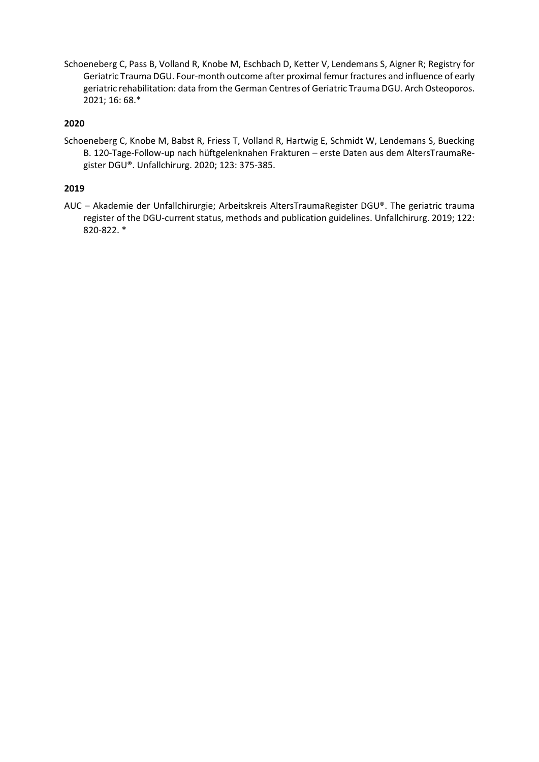Schoeneberg C, Pass B, Volland R, Knobe M, Eschbach D, Ketter V, Lendemans S, Aigner R; Registry for Geriatric Trauma DGU. Four-month outcome after proximal femur fractures and influence of early geriatric rehabilitation: data from the German Centres of Geriatric Trauma DGU. Arch Osteoporos. 2021; 16: 68.*

**2020**

Schoeneberg C, Knobe M, Babst R, Friess T, Volland R, Hartwig E, Schmidt W, Lendemans S, Buecking B. 120-Tage-Follow-up nach hüftgelenknahen Frakturen – erste Daten aus dem AltersTraumaRegister DGU®. Unfallchirurg. 2020; 123: 375-385.

**2019**

AUC – Akademie der Unfallchirurgie; Arbeitskreis AltersTraumaRegister DGU®. The geriatric trauma register of the DGU-current status, methods and publication guidelines. Unfallchirurg. 2019; 122: 820-822. *